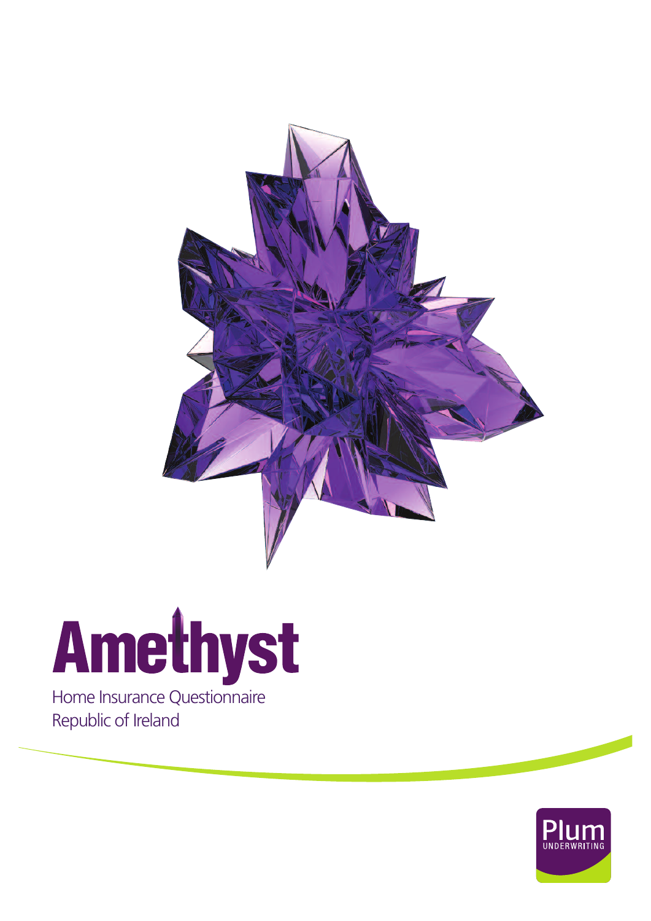# Amethyst

Home Insurance Questionnaire
Republic of Ireland

Plum
UNDERWRITING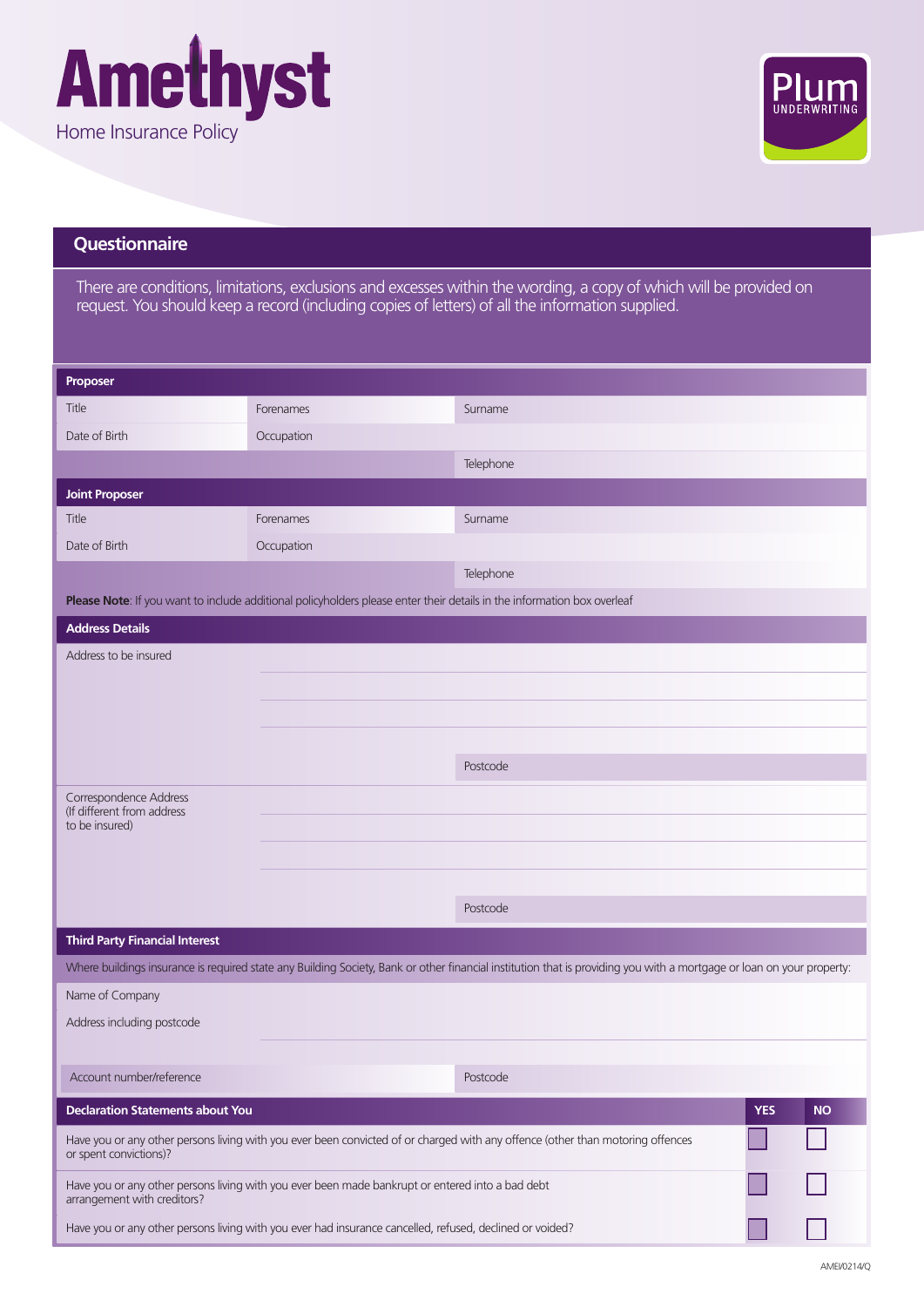# Amethyst

Home Insurance Policy

Plum UNDERWRITING

## Questionnaire

There are conditions, limitations, exclusions and excesses within the wording, a copy of which will be provided on request. You should keep a record (including copies of letters) of all the information supplied.

### Proposer

| | | |
|---|---|---|
| Title | Forenames | Surname |
| Date of Birth | Occupation | |
| | | Telephone |

### Joint Proposer

| | | |
|---|---|---|
| Title | Forenames | Surname |
| Date of Birth | Occupation | |
| | | Telephone |

**Please Note**: If you want to include additional policyholders please enter their details in the information box overleaf

### Address Details

Address to be insured

Postcode

Correspondence Address (If different from address to be insured)

Postcode

### Third Party Financial Interest

Where buildings insurance is required state any Building Society, Bank or other financial institution that is providing you with a mortgage or loan on your property:

Name of Company

Address including postcode

| | |
|---|---|
| Account number/reference | Postcode |

### Declaration Statements about You

| Declaration Statements about You | YES | NO |
|---|---|---|
| Have you or any other persons living with you ever been convicted of or charged with any offence (other than motoring offences or spent convictions)? | ☐ | ☐ |
| Have you or any other persons living with you ever been made bankrupt or entered into a bad debt arrangement with creditors? | ☐ | ☐ |
| Have you or any other persons living with you ever had insurance cancelled, refused, declined or voided? | ☐ | ☐ |

AMEI/0214/Q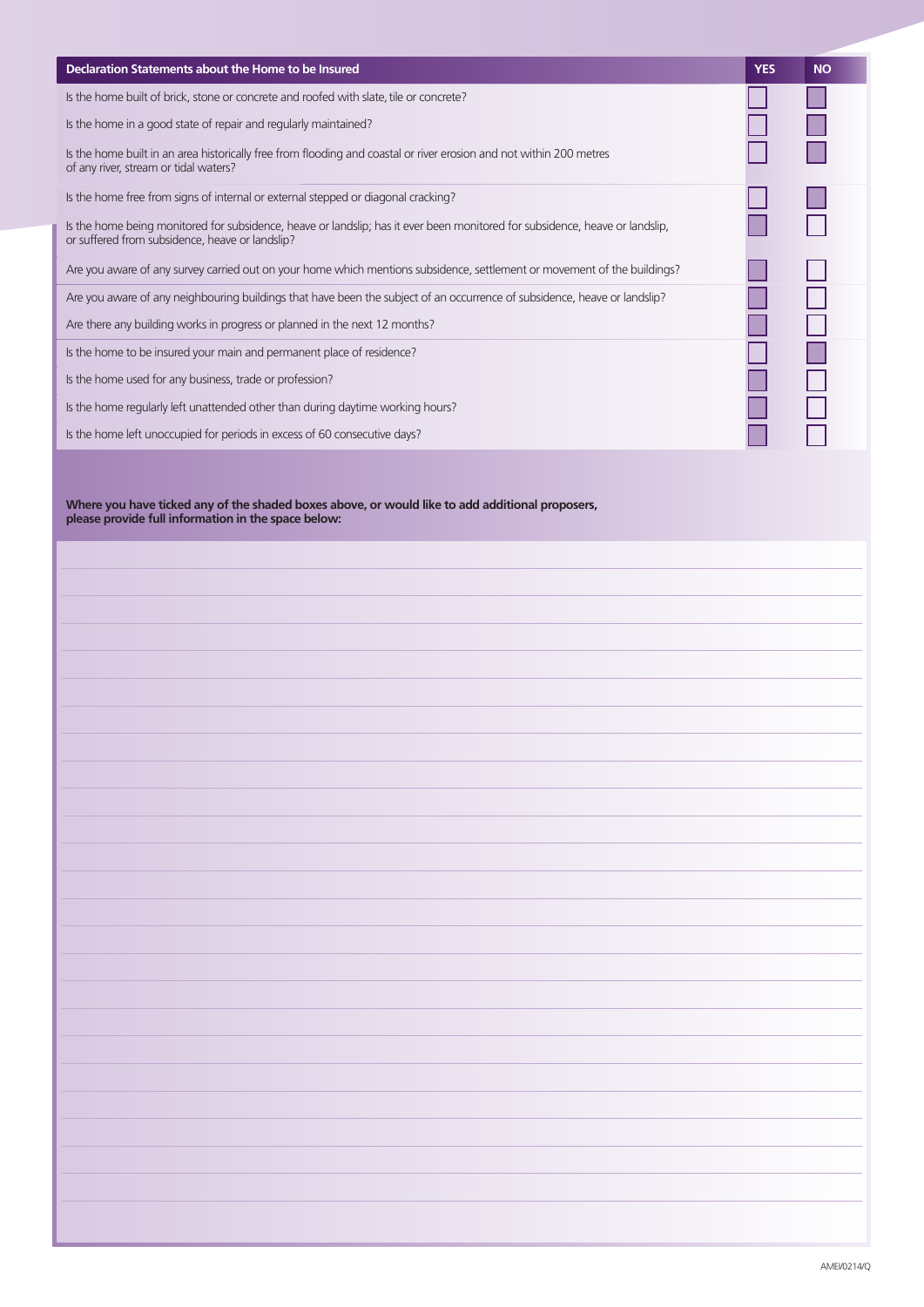| Declaration Statements about the Home to be Insured | YES | NO |
|---|---|---|
| Is the home built of brick, stone or concrete and roofed with slate, tile or concrete? | | |
| Is the home in a good state of repair and regularly maintained? | | |
| Is the home built in an area historically free from flooding and coastal or river erosion and not within 200 metres of any river, stream or tidal waters? | | |
| Is the home free from signs of internal or external stepped or diagonal cracking? | | |
| Is the home being monitored for subsidence, heave or landslip; has it ever been monitored for subsidence, heave or landslip, or suffered from subsidence, heave or landslip? | | |
| Are you aware of any survey carried out on your home which mentions subsidence, settlement or movement of the buildings? | | |
| Are you aware of any neighbouring buildings that have been the subject of an occurrence of subsidence, heave or landslip? | | |
| Are there any building works in progress or planned in the next 12 months? | | |
| Is the home to be insured your main and permanent place of residence? | | |
| Is the home used for any business, trade or profession? | | |
| Is the home regularly left unattended other than during daytime working hours? | | |
| Is the home left unoccupied for periods in excess of 60 consecutive days? | | |

**Where you have ticked any of the shaded boxes above, or would like to add additional proposers, please provide full information in the space below:**

AMEI/0214/Q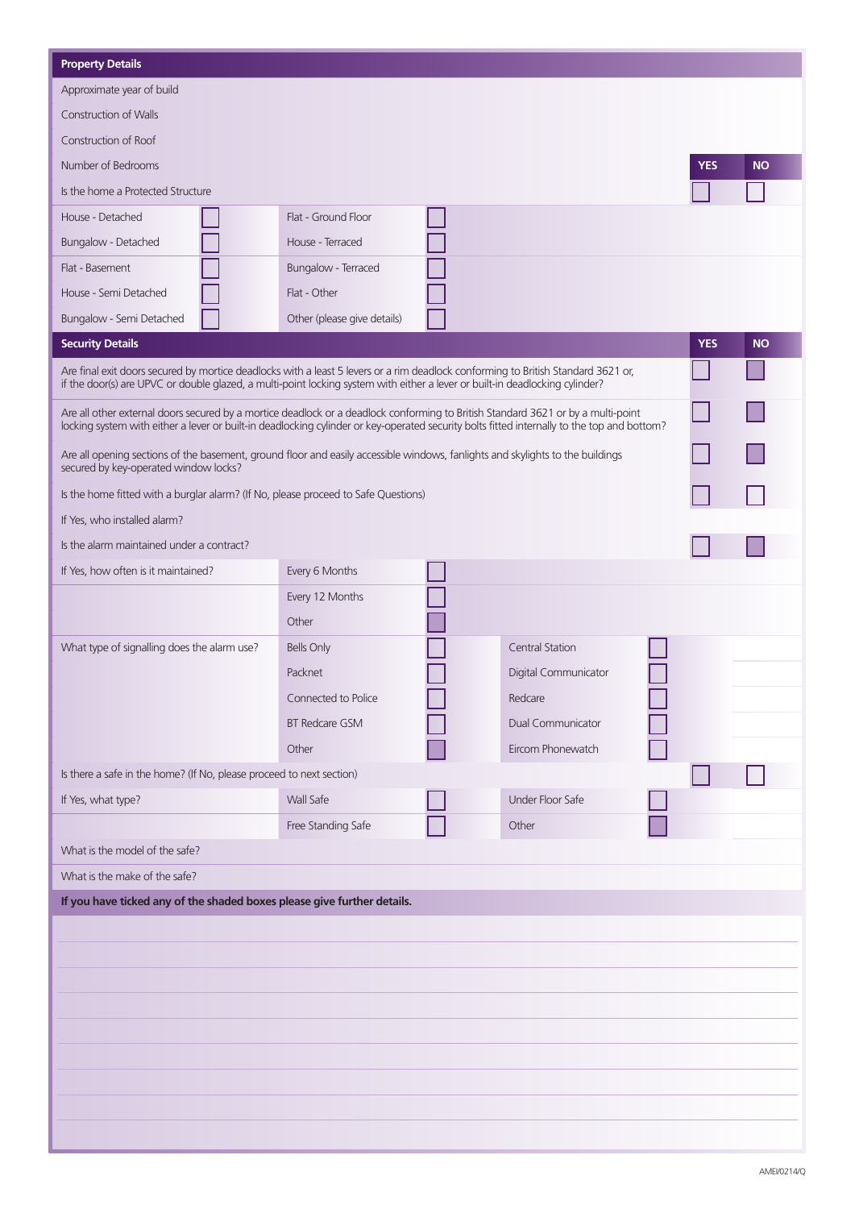## Property Details

| | | | | YES | NO |
|---|---|---|---|---|---|
| Approximate year of build | | | | | |
| Construction of Walls | | | | | |
| Construction of Roof | | | | | |
| Number of Bedrooms | | | | | |
| Is the home a Protected Structure | | | | ☐ | ☐ |
| House - Detached | ☐ | Flat - Ground Floor | ☐ | | |
| Bungalow - Detached | ☐ | House - Terraced | ☐ | | |
| Flat - Basement | ☐ | Bungalow - Terraced | ☐ | | |
| House - Semi Detached | ☐ | Flat - Other | ☐ | | |
| Bungalow - Semi Detached | ☐ | Other (please give details) | ☐ | | |

## Security Details

| | YES | NO |
|---|---|---|
| Are final exit doors secured by mortice deadlocks with a least 5 levers or a rim deadlock conforming to British Standard 3621 or, if the door(s) are UPVC or double glazed, a multi-point locking system with either a lever or built-in deadlocking cylinder? | ☐ | ☐ |
| Are all other external doors secured by a mortice deadlock or a deadlock conforming to British Standard 3621 or by a multi-point locking system with either a lever or built-in deadlocking cylinder or key-operated security bolts fitted internally to the top and bottom? | ☐ | ☐ |
| Are all opening sections of the basement, ground floor and easily accessible windows, fanlights and skylights to the buildings secured by key-operated window locks? | ☐ | ☐ |
| Is the home fitted with a burglar alarm? (If No, please proceed to Safe Questions) | ☐ | ☐ |
| If Yes, who installed alarm? | | |
| Is the alarm maintained under a contract? | ☐ | ☐ |

| | | | | |
|---|---|---|---|---|
| If Yes, how often is it maintained? | Every 6 Months | ☐ | | |
| | Every 12 Months | ☐ | | |
| | Other | ☐ | | |
| What type of signalling does the alarm use? | Bells Only | ☐ | Central Station | ☐ |
| | Packnet | ☐ | Digital Communicator | ☐ |
| | Connected to Police | ☐ | Redcare | ☐ |
| | BT Redcare GSM | ☐ | Dual Communicator | ☐ |
| | Other | ☐ | Eircom Phonewatch | ☐ |

| | YES | NO |
|---|---|---|
| Is there a safe in the home? (If No, please proceed to next section) | ☐ | ☐ |

| | | | | |
|---|---|---|---|---|
| If Yes, what type? | Wall Safe | ☐ | Under Floor Safe | ☐ |
| | Free Standing Safe | ☐ | Other | ☐ |
| What is the model of the safe? | | | | |
| What is the make of the safe? | | | | |

**If you have ticked any of the shaded boxes please give further details.**

AMEI/0214/Q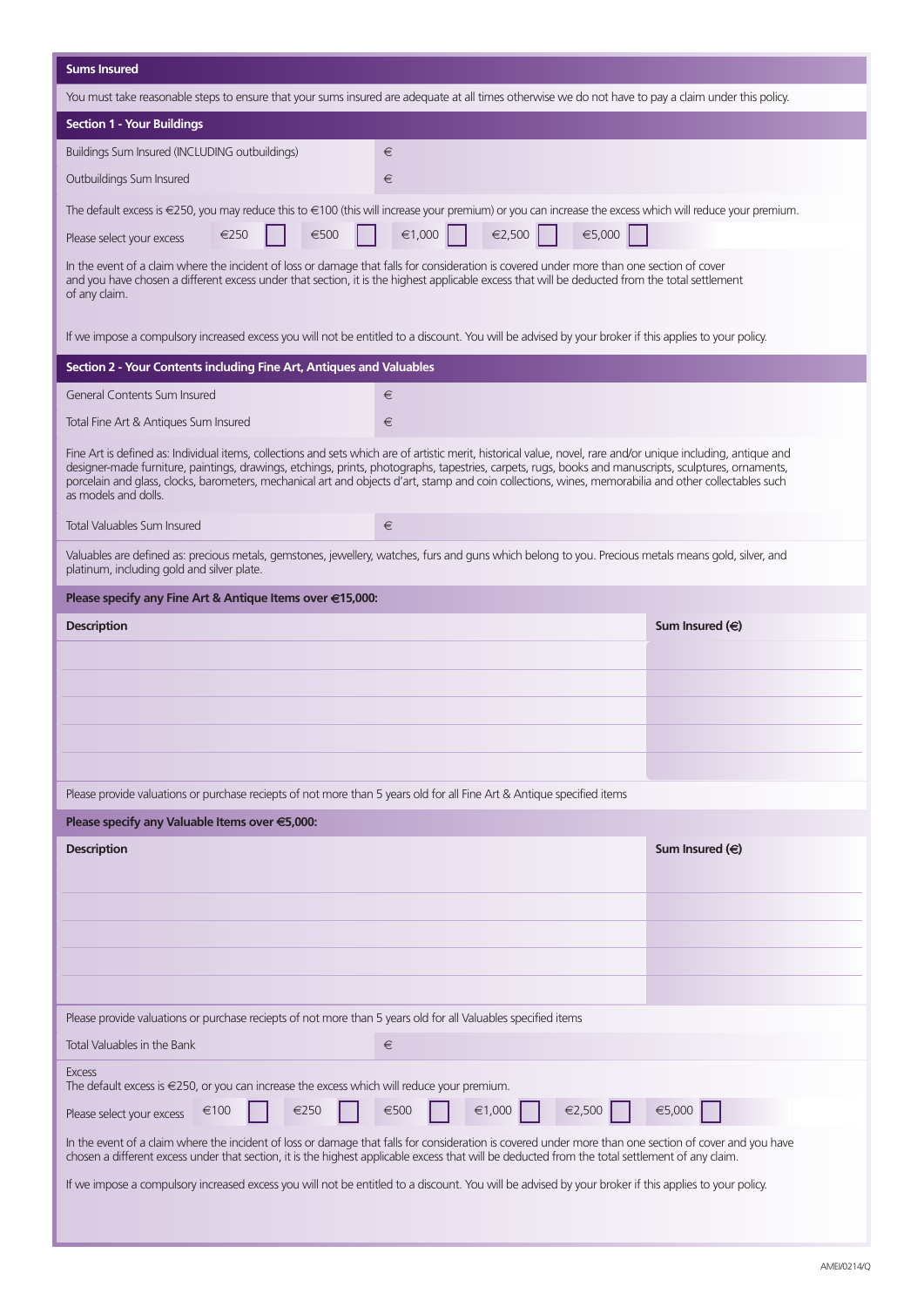## Sums Insured

You must take reasonable steps to ensure that your sums insured are adequate at all times otherwise we do not have to pay a claim under this policy.

### Section 1 - Your Buildings

| | |
|---|---|
| Buildings Sum Insured (INCLUDING outbuildings) | € |
| Outbuildings Sum Insured | € |

The default excess is €250, you may reduce this to €100 (this will increase your premium) or you can increase the excess which will reduce your premium.

Please select your excess €250 ☐ €500 ☐ €1,000 ☐ €2,500 ☐ €5,000 ☐

In the event of a claim where the incident of loss or damage that falls for consideration is covered under more than one section of cover and you have chosen a different excess under that section, it is the highest applicable excess that will be deducted from the total settlement of any claim.

If we impose a compulsory increased excess you will not be entitled to a discount. You will be advised by your broker if this applies to your policy.

### Section 2 - Your Contents including Fine Art, Antiques and Valuables

| | |
|---|---|
| General Contents Sum Insured | € |
| Total Fine Art & Antiques Sum Insured | € |

Fine Art is defined as: Individual items, collections and sets which are of artistic merit, historical value, novel, rare and/or unique including, antique and designer-made furniture, paintings, drawings, etchings, prints, photographs, tapestries, carpets, rugs, books and manuscripts, sculptures, ornaments, porcelain and glass, clocks, barometers, mechanical art and objects d'art, stamp and coin collections, wines, memorabilia and other collectables such as models and dolls.

| | |
|---|---|
| Total Valuables Sum Insured | € |

Valuables are defined as: precious metals, gemstones, jewellery, watches, furs and guns which belong to you. Precious metals means gold, silver, and platinum, including gold and silver plate.

**Please specify any Fine Art & Antique Items over €15,000:**

| Description | Sum Insured (€) |
|---|---|
| | |
| | |
| | |
| | |
| | |

Please provide valuations or purchase reciepts of not more than 5 years old for all Fine Art & Antique specified items

**Please specify any Valuable Items over €5,000:**

| Description | Sum Insured (€) |
|---|---|
| | |
| | |
| | |
| | |
| | |

Please provide valuations or purchase reciepts of not more than 5 years old for all Valuables specified items

| | |
|---|---|
| Total Valuables in the Bank | € |

Excess
The default excess is €250, or you can increase the excess which will reduce your premium.

Please select your excess €100 ☐ €250 ☐ €500 ☐ €1,000 ☐ €2,500 ☐ €5,000 ☐

In the event of a claim where the incident of loss or damage that falls for consideration is covered under more than one section of cover and you have chosen a different excess under that section, it is the highest applicable excess that will be deducted from the total settlement of any claim.

If we impose a compulsory increased excess you will not be entitled to a discount. You will be advised by your broker if this applies to your policy.

AMEI/0214/Q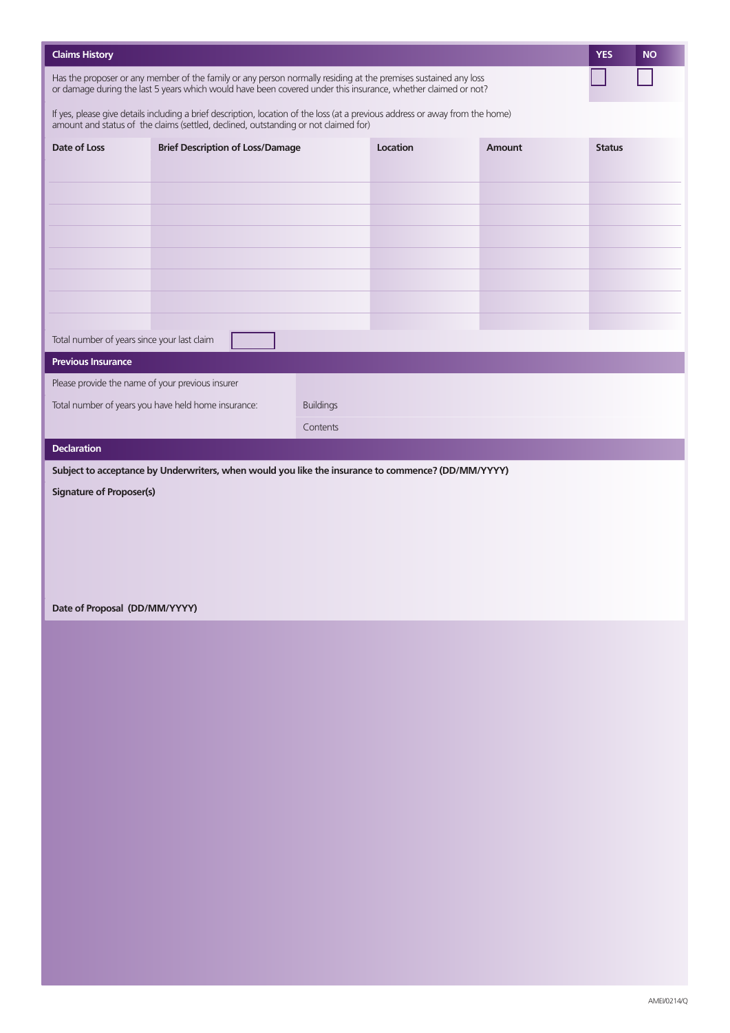## Claims History

| | YES | NO |
|---|---|---|
| Has the proposer or any member of the family or any person normally residing at the premises sustained any loss or damage during the last 5 years which would have been covered under this insurance, whether claimed or not? | ☐ | ☐ |

If yes, please give details including a brief description, location of the loss (at a previous address or away from the home) amount and status of the claims (settled, declined, outstanding or not claimed for)

| Date of Loss | Brief Description of Loss/Damage | Location | Amount | Status |
|---|---|---|---|---|
| | | | | |
| | | | | |
| | | | | |
| | | | | |
| | | | | |
| | | | | |
| | | | | |

Total number of years since your last claim ☐

## Previous Insurance

Please provide the name of your previous insurer

| | | |
|---|---|---|
| Total number of years you have held home insurance: | Buildings | |
| | Contents | |

## Declaration

**Subject to acceptance by Underwriters, when would you like the insurance to commence? (DD/MM/YYYY)**

**Signature of Proposer(s)**

**Date of Proposal (DD/MM/YYYY)**

AMEI/0214/Q